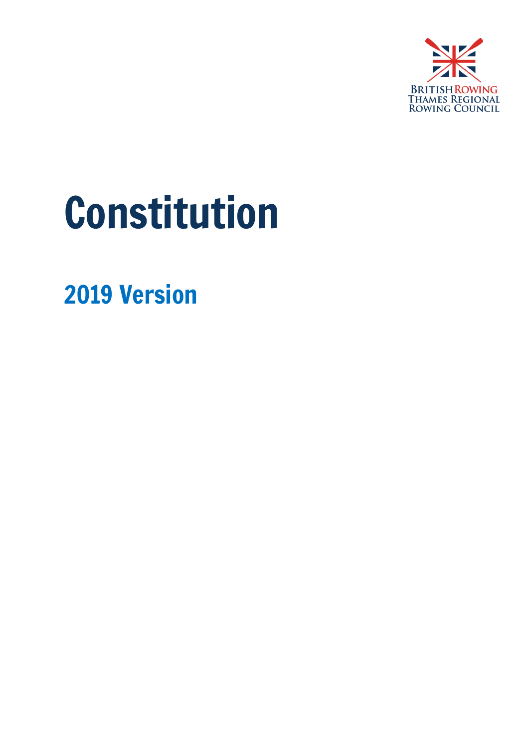BRITISH ROWING
THAMES REGIONAL
ROWING COUNCIL

# Constitution

## 2019 Version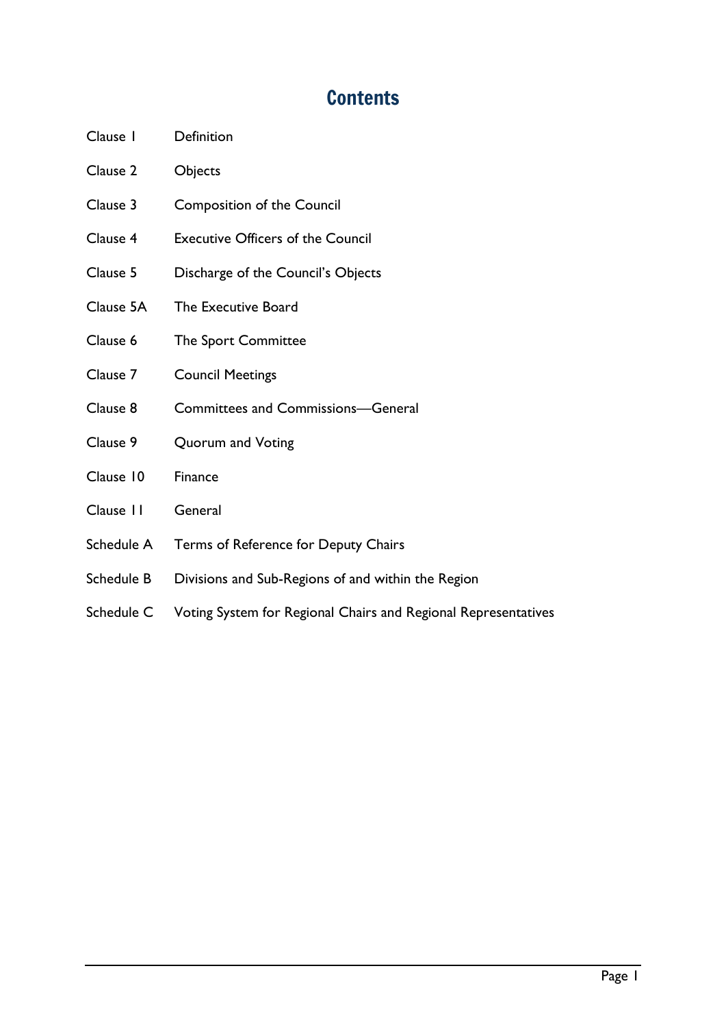# Contents

| | |
|---|---|
| Clause 1 | Definition |
| Clause 2 | Objects |
| Clause 3 | Composition of the Council |
| Clause 4 | Executive Officers of the Council |
| Clause 5 | Discharge of the Council's Objects |
| Clause 5A | The Executive Board |
| Clause 6 | The Sport Committee |
| Clause 7 | Council Meetings |
| Clause 8 | Committees and Commissions—General |
| Clause 9 | Quorum and Voting |
| Clause 10 | Finance |
| Clause 11 | General |
| Schedule A | Terms of Reference for Deputy Chairs |
| Schedule B | Divisions and Sub-Regions of and within the Region |
| Schedule C | Voting System for Regional Chairs and Regional Representatives |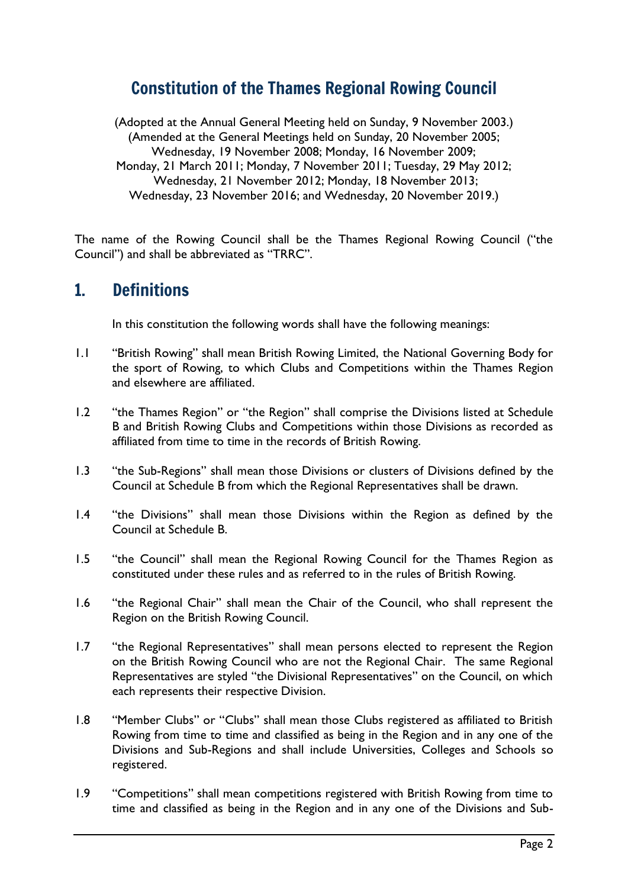# Constitution of the Thames Regional Rowing Council

(Adopted at the Annual General Meeting held on Sunday, 9 November 2003.)
(Amended at the General Meetings held on Sunday, 20 November 2005; Wednesday, 19 November 2008; Monday, 16 November 2009; Monday, 21 March 2011; Monday, 7 November 2011; Tuesday, 29 May 2012; Wednesday, 21 November 2012; Monday, 18 November 2013; Wednesday, 23 November 2016; and Wednesday, 20 November 2019.)

The name of the Rowing Council shall be the Thames Regional Rowing Council ("the Council") and shall be abbreviated as "TRRC".

## 1. Definitions

In this constitution the following words shall have the following meanings:

1.1 "British Rowing" shall mean British Rowing Limited, the National Governing Body for the sport of Rowing, to which Clubs and Competitions within the Thames Region and elsewhere are affiliated.

1.2 "the Thames Region" or "the Region" shall comprise the Divisions listed at Schedule B and British Rowing Clubs and Competitions within those Divisions as recorded as affiliated from time to time in the records of British Rowing.

1.3 "the Sub-Regions" shall mean those Divisions or clusters of Divisions defined by the Council at Schedule B from which the Regional Representatives shall be drawn.

1.4 "the Divisions" shall mean those Divisions within the Region as defined by the Council at Schedule B.

1.5 "the Council" shall mean the Regional Rowing Council for the Thames Region as constituted under these rules and as referred to in the rules of British Rowing.

1.6 "the Regional Chair" shall mean the Chair of the Council, who shall represent the Region on the British Rowing Council.

1.7 "the Regional Representatives" shall mean persons elected to represent the Region on the British Rowing Council who are not the Regional Chair. The same Regional Representatives are styled "the Divisional Representatives" on the Council, on which each represents their respective Division.

1.8 "Member Clubs" or "Clubs" shall mean those Clubs registered as affiliated to British Rowing from time to time and classified as being in the Region and in any one of the Divisions and Sub-Regions and shall include Universities, Colleges and Schools so registered.

1.9 "Competitions" shall mean competitions registered with British Rowing from time to time and classified as being in the Region and in any one of the Divisions and Sub-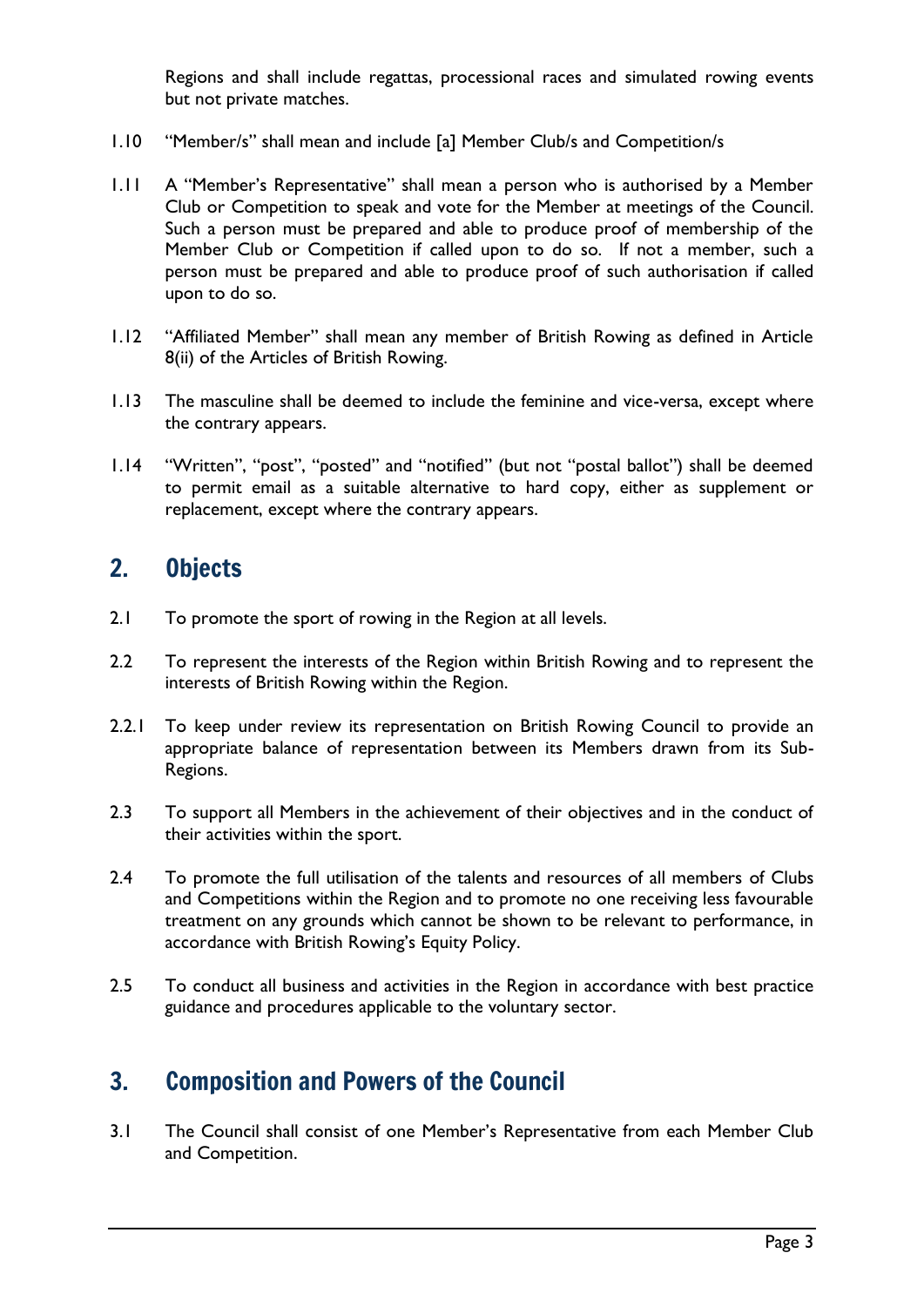Regions and shall include regattas, processional races and simulated rowing events but not private matches.

1.10 "Member/s" shall mean and include [a] Member Club/s and Competition/s

1.11 A "Member's Representative" shall mean a person who is authorised by a Member Club or Competition to speak and vote for the Member at meetings of the Council. Such a person must be prepared and able to produce proof of membership of the Member Club or Competition if called upon to do so. If not a member, such a person must be prepared and able to produce proof of such authorisation if called upon to do so.

1.12 "Affiliated Member" shall mean any member of British Rowing as defined in Article 8(ii) of the Articles of British Rowing.

1.13 The masculine shall be deemed to include the feminine and vice-versa, except where the contrary appears.

1.14 "Written", "post", "posted" and "notified" (but not "postal ballot") shall be deemed to permit email as a suitable alternative to hard copy, either as supplement or replacement, except where the contrary appears.

## 2. Objects

2.1 To promote the sport of rowing in the Region at all levels.

2.2 To represent the interests of the Region within British Rowing and to represent the interests of British Rowing within the Region.

2.2.1 To keep under review its representation on British Rowing Council to provide an appropriate balance of representation between its Members drawn from its Sub-Regions.

2.3 To support all Members in the achievement of their objectives and in the conduct of their activities within the sport.

2.4 To promote the full utilisation of the talents and resources of all members of Clubs and Competitions within the Region and to promote no one receiving less favourable treatment on any grounds which cannot be shown to be relevant to performance, in accordance with British Rowing's Equity Policy.

2.5 To conduct all business and activities in the Region in accordance with best practice guidance and procedures applicable to the voluntary sector.

## 3. Composition and Powers of the Council

3.1 The Council shall consist of one Member's Representative from each Member Club and Competition.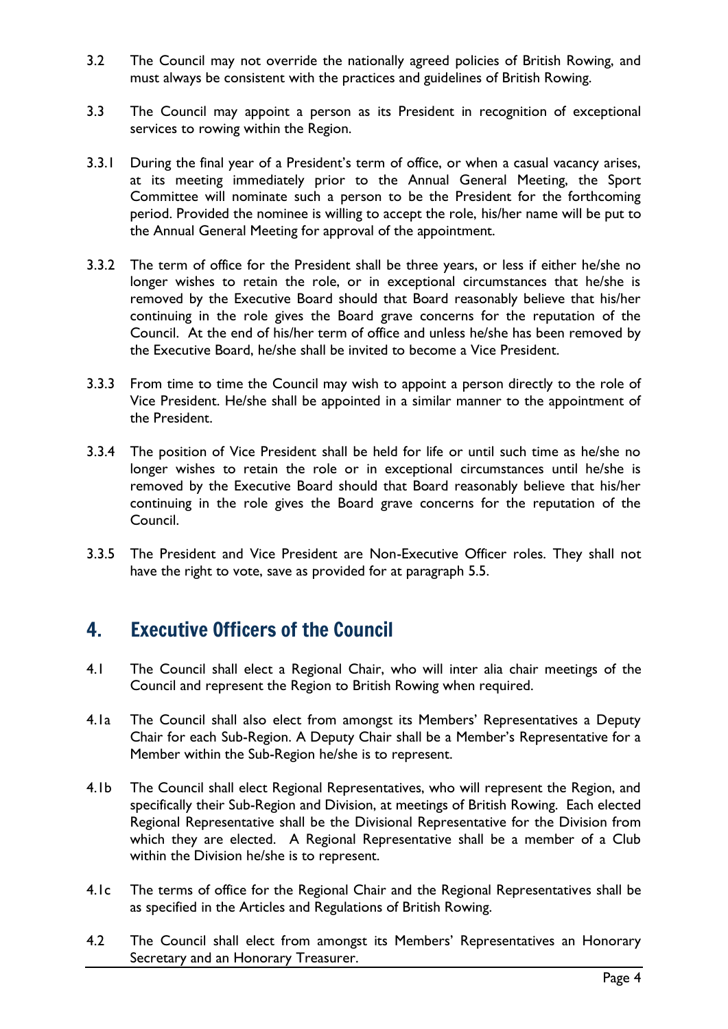3.2 The Council may not override the nationally agreed policies of British Rowing, and must always be consistent with the practices and guidelines of British Rowing.

3.3 The Council may appoint a person as its President in recognition of exceptional services to rowing within the Region.

3.3.1 During the final year of a President's term of office, or when a casual vacancy arises, at its meeting immediately prior to the Annual General Meeting, the Sport Committee will nominate such a person to be the President for the forthcoming period. Provided the nominee is willing to accept the role, his/her name will be put to the Annual General Meeting for approval of the appointment.

3.3.2 The term of office for the President shall be three years, or less if either he/she no longer wishes to retain the role, or in exceptional circumstances that he/she is removed by the Executive Board should that Board reasonably believe that his/her continuing in the role gives the Board grave concerns for the reputation of the Council. At the end of his/her term of office and unless he/she has been removed by the Executive Board, he/she shall be invited to become a Vice President.

3.3.3 From time to time the Council may wish to appoint a person directly to the role of Vice President. He/she shall be appointed in a similar manner to the appointment of the President.

3.3.4 The position of Vice President shall be held for life or until such time as he/she no longer wishes to retain the role or in exceptional circumstances until he/she is removed by the Executive Board should that Board reasonably believe that his/her continuing in the role gives the Board grave concerns for the reputation of the Council.

3.3.5 The President and Vice President are Non-Executive Officer roles. They shall not have the right to vote, save as provided for at paragraph 5.5.

## 4. Executive Officers of the Council

4.1 The Council shall elect a Regional Chair, who will inter alia chair meetings of the Council and represent the Region to British Rowing when required.

4.1a The Council shall also elect from amongst its Members' Representatives a Deputy Chair for each Sub-Region. A Deputy Chair shall be a Member's Representative for a Member within the Sub-Region he/she is to represent.

4.1b The Council shall elect Regional Representatives, who will represent the Region, and specifically their Sub-Region and Division, at meetings of British Rowing. Each elected Regional Representative shall be the Divisional Representative for the Division from which they are elected. A Regional Representative shall be a member of a Club within the Division he/she is to represent.

4.1c The terms of office for the Regional Chair and the Regional Representatives shall be as specified in the Articles and Regulations of British Rowing.

4.2 The Council shall elect from amongst its Members' Representatives an Honorary Secretary and an Honorary Treasurer.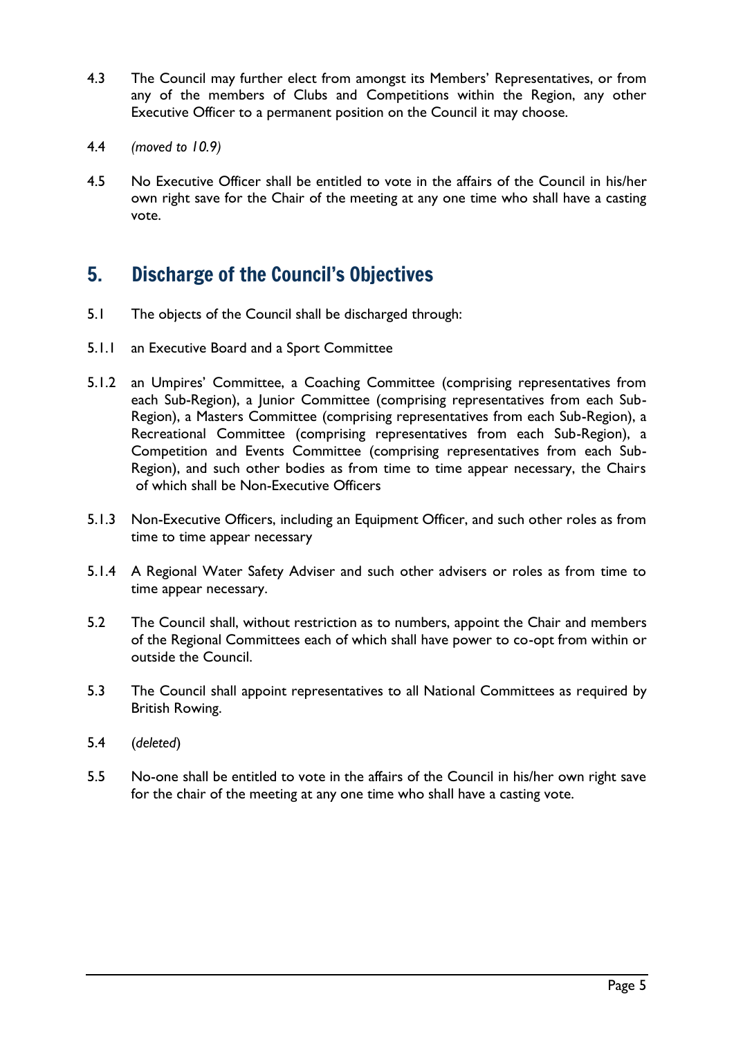4.3 The Council may further elect from amongst its Members' Representatives, or from any of the members of Clubs and Competitions within the Region, any other Executive Officer to a permanent position on the Council it may choose.

4.4 *(moved to 10.9)*

4.5 No Executive Officer shall be entitled to vote in the affairs of the Council in his/her own right save for the Chair of the meeting at any one time who shall have a casting vote.

## 5. Discharge of the Council's Objectives

5.1 The objects of the Council shall be discharged through:

5.1.1 an Executive Board and a Sport Committee

5.1.2 an Umpires' Committee, a Coaching Committee (comprising representatives from each Sub-Region), a Junior Committee (comprising representatives from each Sub-Region), a Masters Committee (comprising representatives from each Sub-Region), a Recreational Committee (comprising representatives from each Sub-Region), a Competition and Events Committee (comprising representatives from each Sub-Region), and such other bodies as from time to time appear necessary, the Chairs of which shall be Non-Executive Officers

5.1.3 Non-Executive Officers, including an Equipment Officer, and such other roles as from time to time appear necessary

5.1.4 A Regional Water Safety Adviser and such other advisers or roles as from time to time appear necessary.

5.2 The Council shall, without restriction as to numbers, appoint the Chair and members of the Regional Committees each of which shall have power to co-opt from within or outside the Council.

5.3 The Council shall appoint representatives to all National Committees as required by British Rowing.

5.4 (*deleted*)

5.5 No-one shall be entitled to vote in the affairs of the Council in his/her own right save for the chair of the meeting at any one time who shall have a casting vote.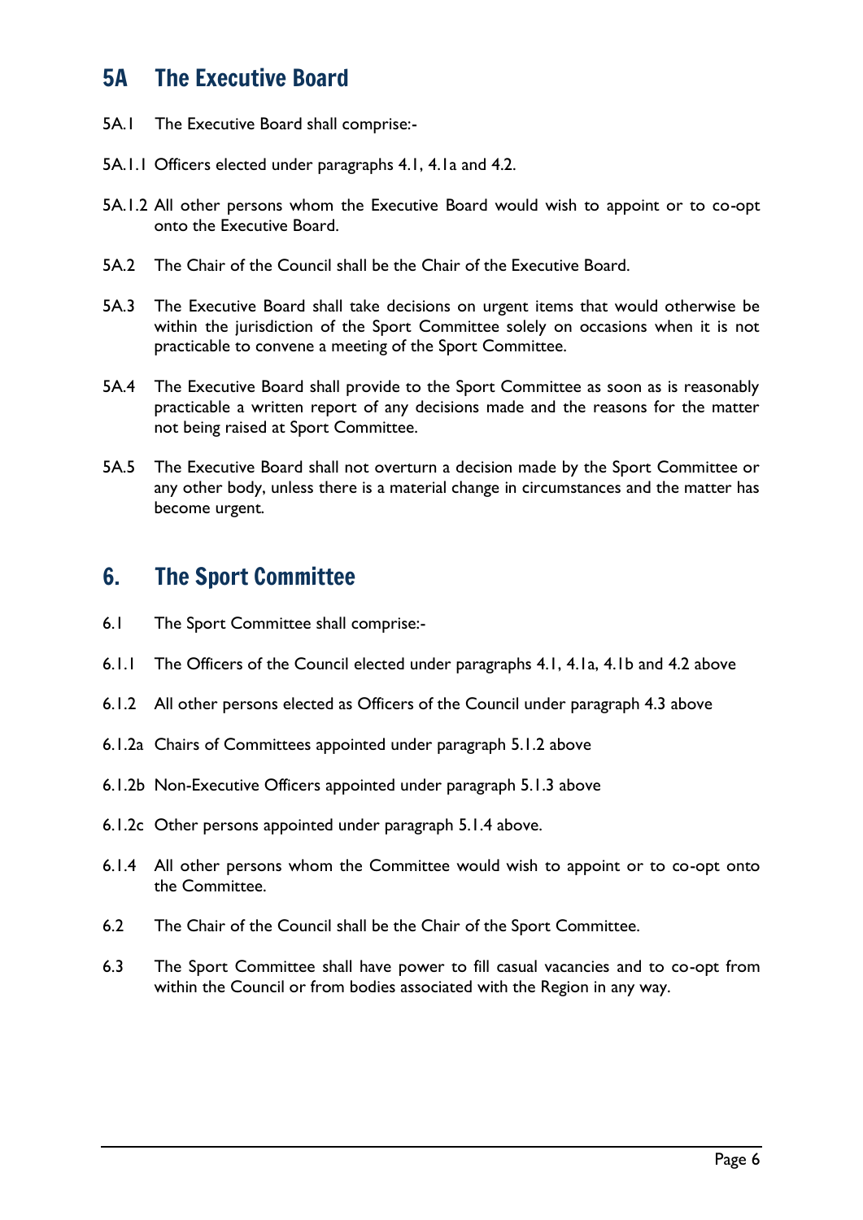## 5A The Executive Board

5A.1 The Executive Board shall comprise:-

5A.1.1 Officers elected under paragraphs 4.1, 4.1a and 4.2.

5A.1.2 All other persons whom the Executive Board would wish to appoint or to co-opt onto the Executive Board.

5A.2 The Chair of the Council shall be the Chair of the Executive Board.

5A.3 The Executive Board shall take decisions on urgent items that would otherwise be within the jurisdiction of the Sport Committee solely on occasions when it is not practicable to convene a meeting of the Sport Committee.

5A.4 The Executive Board shall provide to the Sport Committee as soon as is reasonably practicable a written report of any decisions made and the reasons for the matter not being raised at Sport Committee.

5A.5 The Executive Board shall not overturn a decision made by the Sport Committee or any other body, unless there is a material change in circumstances and the matter has become urgent.

## 6. The Sport Committee

6.1 The Sport Committee shall comprise:-

6.1.1 The Officers of the Council elected under paragraphs 4.1, 4.1a, 4.1b and 4.2 above

6.1.2 All other persons elected as Officers of the Council under paragraph 4.3 above

6.1.2a Chairs of Committees appointed under paragraph 5.1.2 above

6.1.2b Non-Executive Officers appointed under paragraph 5.1.3 above

6.1.2c Other persons appointed under paragraph 5.1.4 above.

6.1.4 All other persons whom the Committee would wish to appoint or to co-opt onto the Committee.

6.2 The Chair of the Council shall be the Chair of the Sport Committee.

6.3 The Sport Committee shall have power to fill casual vacancies and to co-opt from within the Council or from bodies associated with the Region in any way.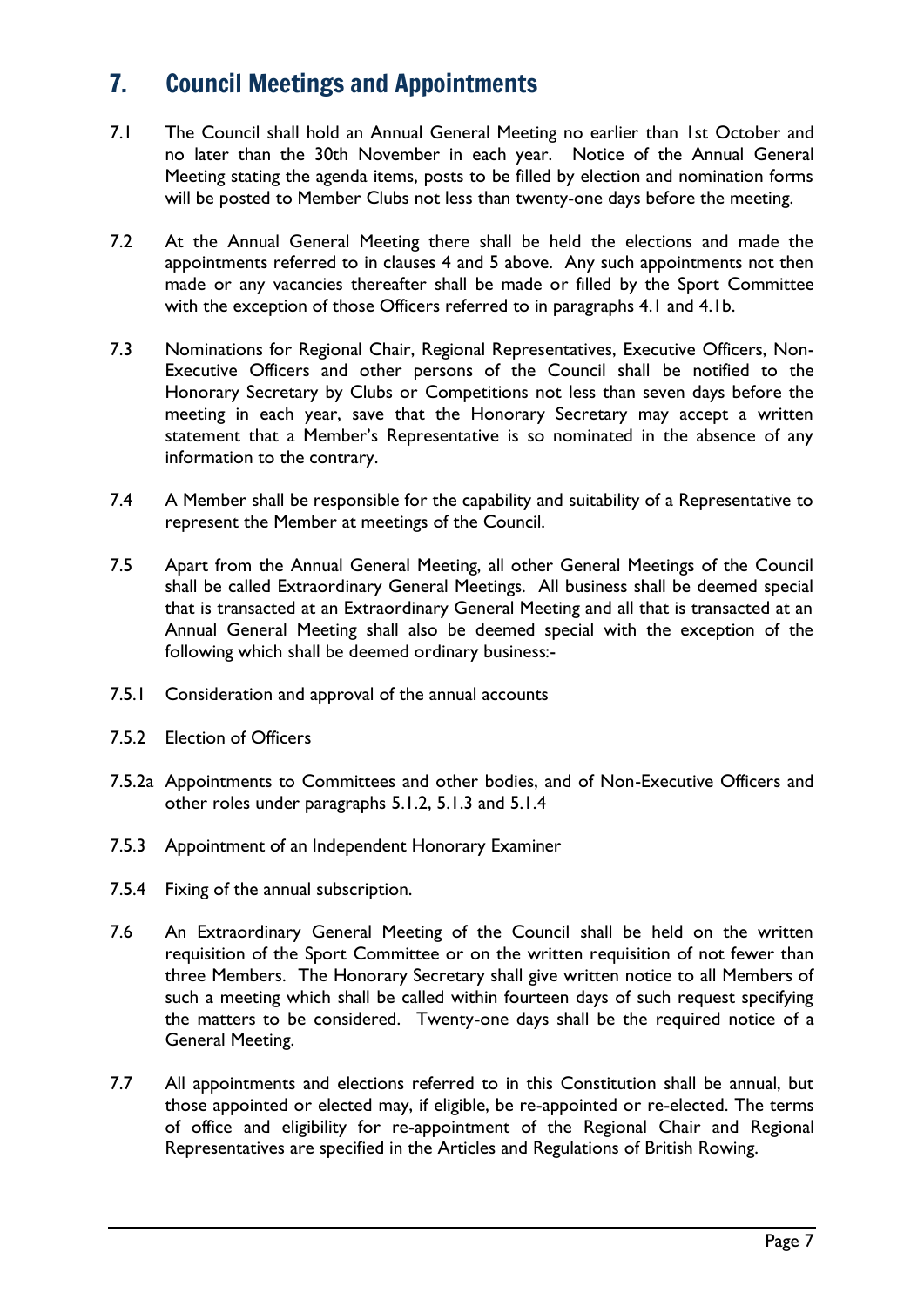## 7. Council Meetings and Appointments

7.1 The Council shall hold an Annual General Meeting no earlier than 1st October and no later than the 30th November in each year. Notice of the Annual General Meeting stating the agenda items, posts to be filled by election and nomination forms will be posted to Member Clubs not less than twenty-one days before the meeting.

7.2 At the Annual General Meeting there shall be held the elections and made the appointments referred to in clauses 4 and 5 above. Any such appointments not then made or any vacancies thereafter shall be made or filled by the Sport Committee with the exception of those Officers referred to in paragraphs 4.1 and 4.1b.

7.3 Nominations for Regional Chair, Regional Representatives, Executive Officers, Non-Executive Officers and other persons of the Council shall be notified to the Honorary Secretary by Clubs or Competitions not less than seven days before the meeting in each year, save that the Honorary Secretary may accept a written statement that a Member's Representative is so nominated in the absence of any information to the contrary.

7.4 A Member shall be responsible for the capability and suitability of a Representative to represent the Member at meetings of the Council.

7.5 Apart from the Annual General Meeting, all other General Meetings of the Council shall be called Extraordinary General Meetings. All business shall be deemed special that is transacted at an Extraordinary General Meeting and all that is transacted at an Annual General Meeting shall also be deemed special with the exception of the following which shall be deemed ordinary business:-

7.5.1 Consideration and approval of the annual accounts

7.5.2 Election of Officers

7.5.2a Appointments to Committees and other bodies, and of Non-Executive Officers and other roles under paragraphs 5.1.2, 5.1.3 and 5.1.4

7.5.3 Appointment of an Independent Honorary Examiner

7.5.4 Fixing of the annual subscription.

7.6 An Extraordinary General Meeting of the Council shall be held on the written requisition of the Sport Committee or on the written requisition of not fewer than three Members. The Honorary Secretary shall give written notice to all Members of such a meeting which shall be called within fourteen days of such request specifying the matters to be considered. Twenty-one days shall be the required notice of a General Meeting.

7.7 All appointments and elections referred to in this Constitution shall be annual, but those appointed or elected may, if eligible, be re-appointed or re-elected. The terms of office and eligibility for re-appointment of the Regional Chair and Regional Representatives are specified in the Articles and Regulations of British Rowing.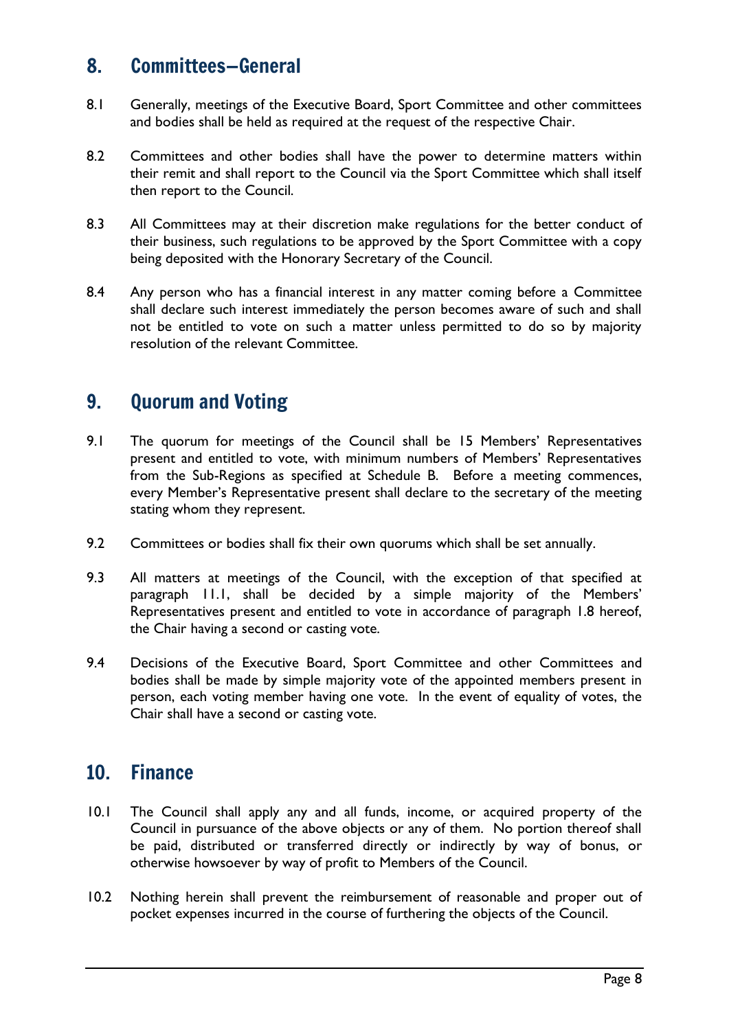## 8. Committees—General

8.1 Generally, meetings of the Executive Board, Sport Committee and other committees and bodies shall be held as required at the request of the respective Chair.

8.2 Committees and other bodies shall have the power to determine matters within their remit and shall report to the Council via the Sport Committee which shall itself then report to the Council.

8.3 All Committees may at their discretion make regulations for the better conduct of their business, such regulations to be approved by the Sport Committee with a copy being deposited with the Honorary Secretary of the Council.

8.4 Any person who has a financial interest in any matter coming before a Committee shall declare such interest immediately the person becomes aware of such and shall not be entitled to vote on such a matter unless permitted to do so by majority resolution of the relevant Committee.

## 9. Quorum and Voting

9.1 The quorum for meetings of the Council shall be 15 Members' Representatives present and entitled to vote, with minimum numbers of Members' Representatives from the Sub-Regions as specified at Schedule B. Before a meeting commences, every Member's Representative present shall declare to the secretary of the meeting stating whom they represent.

9.2 Committees or bodies shall fix their own quorums which shall be set annually.

9.3 All matters at meetings of the Council, with the exception of that specified at paragraph 11.1, shall be decided by a simple majority of the Members' Representatives present and entitled to vote in accordance of paragraph 1.8 hereof, the Chair having a second or casting vote.

9.4 Decisions of the Executive Board, Sport Committee and other Committees and bodies shall be made by simple majority vote of the appointed members present in person, each voting member having one vote. In the event of equality of votes, the Chair shall have a second or casting vote.

## 10. Finance

10.1 The Council shall apply any and all funds, income, or acquired property of the Council in pursuance of the above objects or any of them. No portion thereof shall be paid, distributed or transferred directly or indirectly by way of bonus, or otherwise howsoever by way of profit to Members of the Council.

10.2 Nothing herein shall prevent the reimbursement of reasonable and proper out of pocket expenses incurred in the course of furthering the objects of the Council.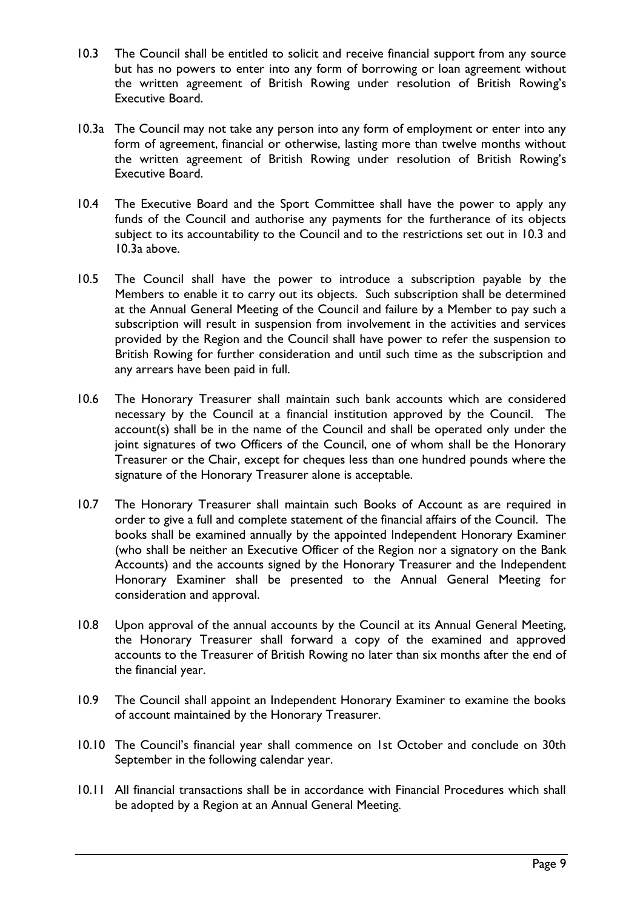10.3 The Council shall be entitled to solicit and receive financial support from any source but has no powers to enter into any form of borrowing or loan agreement without the written agreement of British Rowing under resolution of British Rowing's Executive Board.

10.3a The Council may not take any person into any form of employment or enter into any form of agreement, financial or otherwise, lasting more than twelve months without the written agreement of British Rowing under resolution of British Rowing's Executive Board.

10.4 The Executive Board and the Sport Committee shall have the power to apply any funds of the Council and authorise any payments for the furtherance of its objects subject to its accountability to the Council and to the restrictions set out in 10.3 and 10.3a above.

10.5 The Council shall have the power to introduce a subscription payable by the Members to enable it to carry out its objects. Such subscription shall be determined at the Annual General Meeting of the Council and failure by a Member to pay such a subscription will result in suspension from involvement in the activities and services provided by the Region and the Council shall have power to refer the suspension to British Rowing for further consideration and until such time as the subscription and any arrears have been paid in full.

10.6 The Honorary Treasurer shall maintain such bank accounts which are considered necessary by the Council at a financial institution approved by the Council. The account(s) shall be in the name of the Council and shall be operated only under the joint signatures of two Officers of the Council, one of whom shall be the Honorary Treasurer or the Chair, except for cheques less than one hundred pounds where the signature of the Honorary Treasurer alone is acceptable.

10.7 The Honorary Treasurer shall maintain such Books of Account as are required in order to give a full and complete statement of the financial affairs of the Council. The books shall be examined annually by the appointed Independent Honorary Examiner (who shall be neither an Executive Officer of the Region nor a signatory on the Bank Accounts) and the accounts signed by the Honorary Treasurer and the Independent Honorary Examiner shall be presented to the Annual General Meeting for consideration and approval.

10.8 Upon approval of the annual accounts by the Council at its Annual General Meeting, the Honorary Treasurer shall forward a copy of the examined and approved accounts to the Treasurer of British Rowing no later than six months after the end of the financial year.

10.9 The Council shall appoint an Independent Honorary Examiner to examine the books of account maintained by the Honorary Treasurer.

10.10 The Council's financial year shall commence on 1st October and conclude on 30th September in the following calendar year.

10.11 All financial transactions shall be in accordance with Financial Procedures which shall be adopted by a Region at an Annual General Meeting.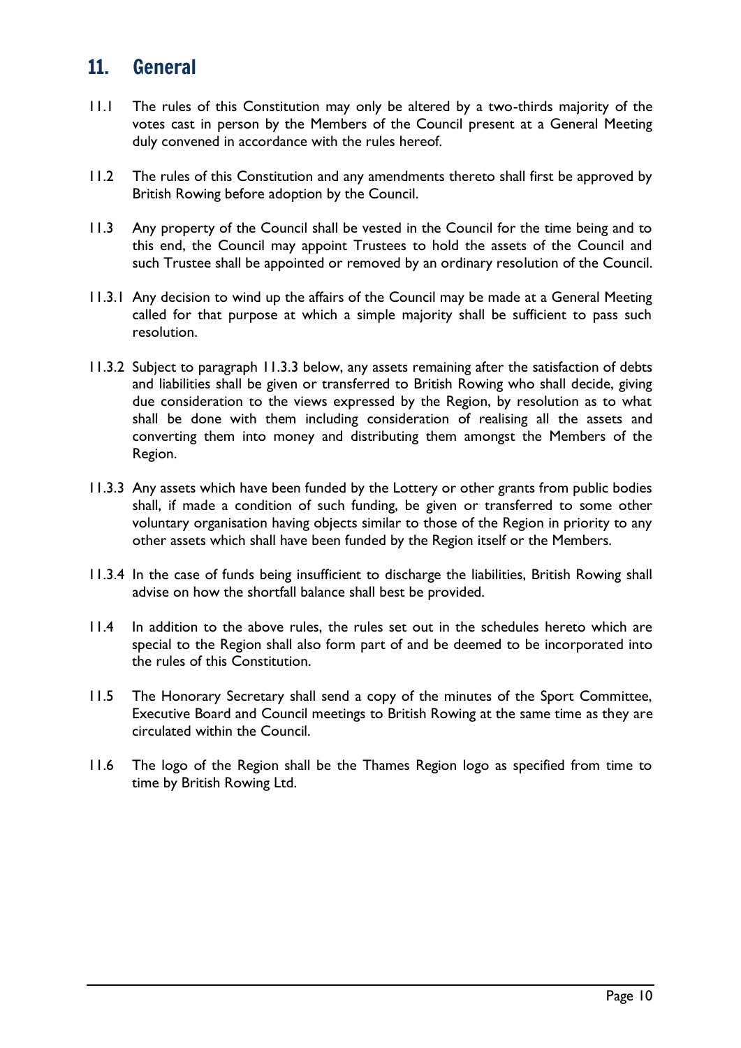## 11. General

11.1 The rules of this Constitution may only be altered by a two-thirds majority of the votes cast in person by the Members of the Council present at a General Meeting duly convened in accordance with the rules hereof.

11.2 The rules of this Constitution and any amendments thereto shall first be approved by British Rowing before adoption by the Council.

11.3 Any property of the Council shall be vested in the Council for the time being and to this end, the Council may appoint Trustees to hold the assets of the Council and such Trustee shall be appointed or removed by an ordinary resolution of the Council.

11.3.1 Any decision to wind up the affairs of the Council may be made at a General Meeting called for that purpose at which a simple majority shall be sufficient to pass such resolution.

11.3.2 Subject to paragraph 11.3.3 below, any assets remaining after the satisfaction of debts and liabilities shall be given or transferred to British Rowing who shall decide, giving due consideration to the views expressed by the Region, by resolution as to what shall be done with them including consideration of realising all the assets and converting them into money and distributing them amongst the Members of the Region.

11.3.3 Any assets which have been funded by the Lottery or other grants from public bodies shall, if made a condition of such funding, be given or transferred to some other voluntary organisation having objects similar to those of the Region in priority to any other assets which shall have been funded by the Region itself or the Members.

11.3.4 In the case of funds being insufficient to discharge the liabilities, British Rowing shall advise on how the shortfall balance shall best be provided.

11.4 In addition to the above rules, the rules set out in the schedules hereto which are special to the Region shall also form part of and be deemed to be incorporated into the rules of this Constitution.

11.5 The Honorary Secretary shall send a copy of the minutes of the Sport Committee, Executive Board and Council meetings to British Rowing at the same time as they are circulated within the Council.

11.6 The logo of the Region shall be the Thames Region logo as specified from time to time by British Rowing Ltd.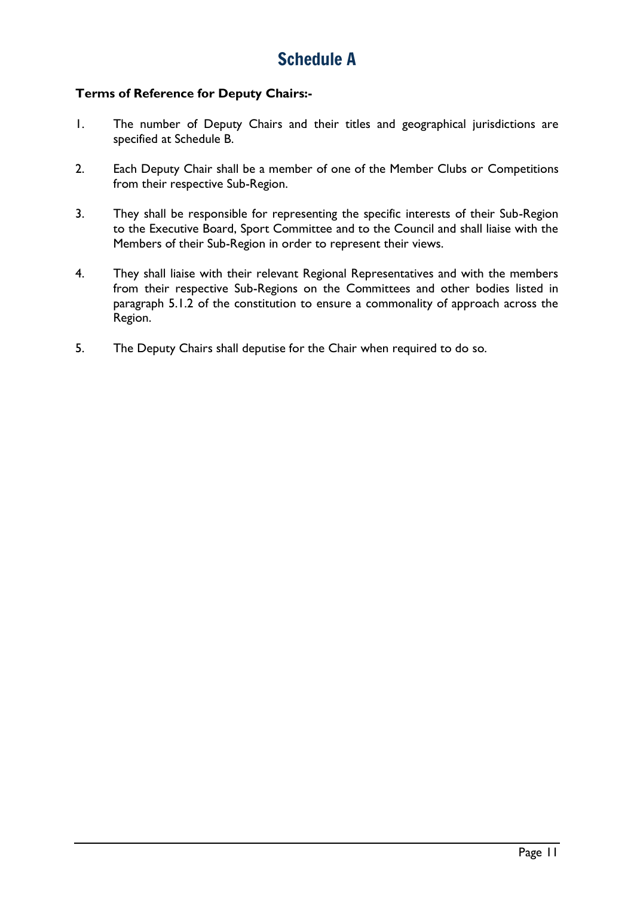# Schedule A

**Terms of Reference for Deputy Chairs:-**

1. The number of Deputy Chairs and their titles and geographical jurisdictions are specified at Schedule B.

2. Each Deputy Chair shall be a member of one of the Member Clubs or Competitions from their respective Sub-Region.

3. They shall be responsible for representing the specific interests of their Sub-Region to the Executive Board, Sport Committee and to the Council and shall liaise with the Members of their Sub-Region in order to represent their views.

4. They shall liaise with their relevant Regional Representatives and with the members from their respective Sub-Regions on the Committees and other bodies listed in paragraph 5.1.2 of the constitution to ensure a commonality of approach across the Region.

5. The Deputy Chairs shall deputise for the Chair when required to do so.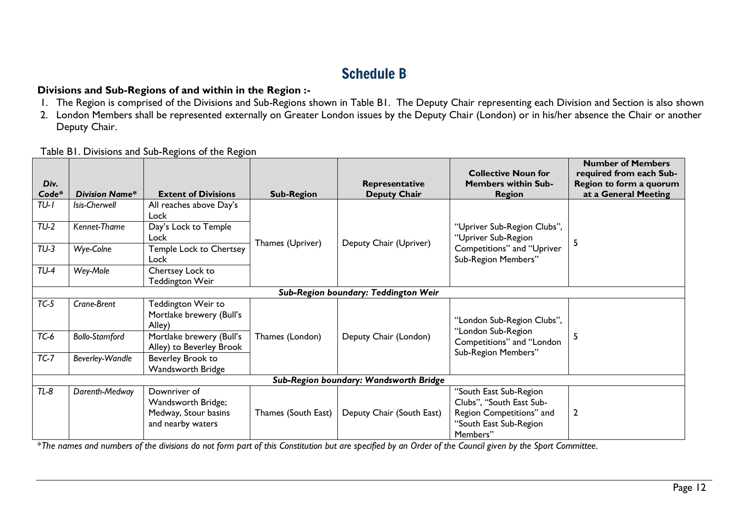# Schedule B

**Divisions and Sub-Regions of and within in the Region :-**

1. The Region is comprised of the Divisions and Sub-Regions shown in Table B1. The Deputy Chair representing each Division and Section is also shown
2. London Members shall be represented externally on Greater London issues by the Deputy Chair (London) or in his/her absence the Chair or another Deputy Chair.

Table B1. Divisions and Sub-Regions of the Region

| *Div. Code** | *Division Name** | **Extent of Divisions** | **Sub-Region** | **Representative Deputy Chair** | **Collective Noun for Members within Sub-Region** | **Number of Members required from each Sub-Region to form a quorum at a General Meeting** |
|---|---|---|---|---|---|---|
| *TU-1* | *Isis-Cherwell* | All reaches above Day's Lock | Thames (Upriver) | Deputy Chair (Upriver) | "Upriver Sub-Region Clubs", "Upriver Sub-Region Competitions" and "Upriver Sub-Region Members" | 5 |
| *TU-2* | *Kennet-Thame* | Day's Lock to Temple Lock | | | | |
| *TU-3* | *Wye-Colne* | Temple Lock to Chertsey Lock | | | | |
| *TU-4* | *Wey-Mole* | Chertsey Lock to Teddington Weir | | | | |
| ***Sub-Region boundary: Teddington Weir*** | | | | | | |
| *TC-5* | *Crane-Brent* | Teddington Weir to Mortlake brewery (Bull's Alley) | Thames (London) | Deputy Chair (London) | "London Sub-Region Clubs", "London Sub-Region Competitions" and "London Sub-Region Members" | 5 |
| *TC-6* | *Bollo-Stamford* | Mortlake brewery (Bull's Alley) to Beverley Brook | | | | |
| *TC-7* | *Beverley-Wandle* | Beverley Brook to Wandsworth Bridge | | | | |
| ***Sub-Region boundary: Wandsworth Bridge*** | | | | | | |
| *TL-8* | *Darenth-Medway* | Downriver of Wandsworth Bridge; Medway, Stour basins and nearby waters | Thames (South East) | Deputy Chair (South East) | "South East Sub-Region Clubs", "South East Sub-Region Competitions" and "South East Sub-Region Members" | 2 |

*\*The names and numbers of the divisions do not form part of this Constitution but are specified by an Order of the Council given by the Sport Committee.*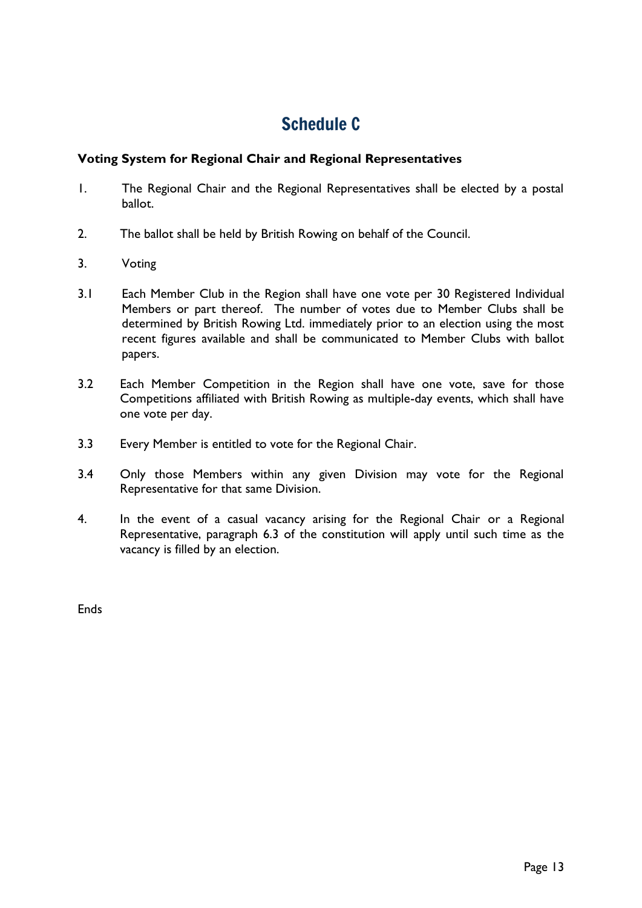# Schedule C

**Voting System for Regional Chair and Regional Representatives**

1. The Regional Chair and the Regional Representatives shall be elected by a postal ballot.

2. The ballot shall be held by British Rowing on behalf of the Council.

3. Voting

3.1 Each Member Club in the Region shall have one vote per 30 Registered Individual Members or part thereof. The number of votes due to Member Clubs shall be determined by British Rowing Ltd. immediately prior to an election using the most recent figures available and shall be communicated to Member Clubs with ballot papers.

3.2 Each Member Competition in the Region shall have one vote, save for those Competitions affiliated with British Rowing as multiple-day events, which shall have one vote per day.

3.3 Every Member is entitled to vote for the Regional Chair.

3.4 Only those Members within any given Division may vote for the Regional Representative for that same Division.

4. In the event of a casual vacancy arising for the Regional Chair or a Regional Representative, paragraph 6.3 of the constitution will apply until such time as the vacancy is filled by an election.

Ends